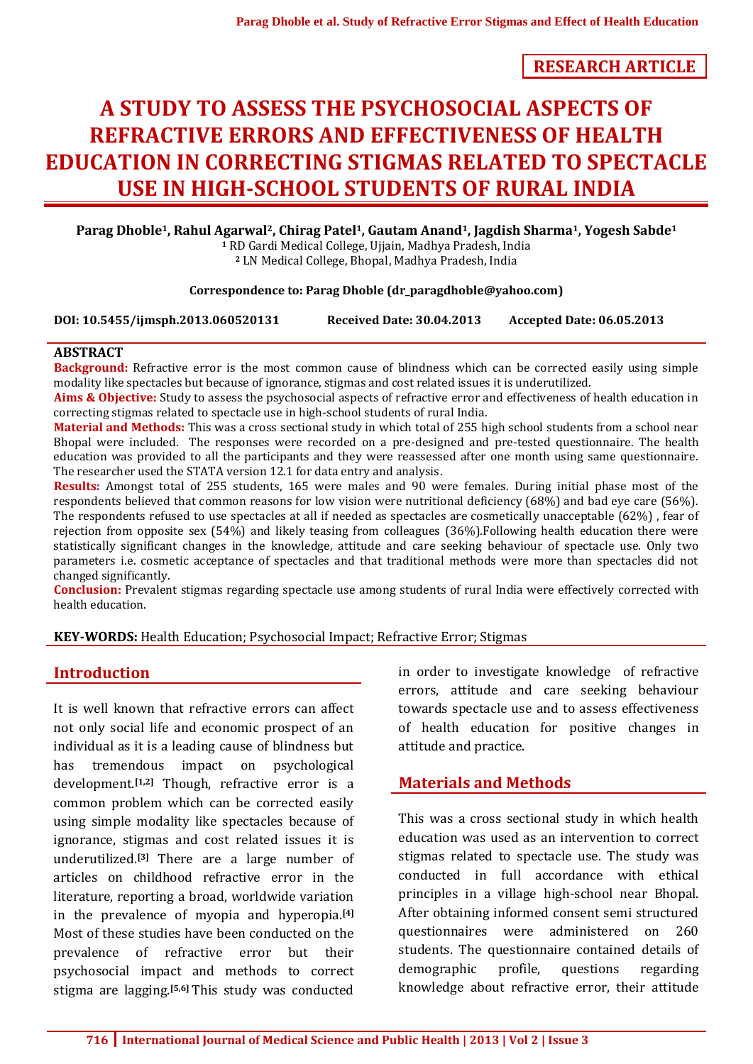**RESEARCH ARTICLE**

# A STUDY TO ASSESS THE PSYCHOSOCIAL ASPECTS OF REFRACTIVE ERRORS AND EFFECTIVENESS OF HEALTH EDUCATION IN CORRECTING STIGMAS RELATED TO SPECTACLE USE IN HIGH-SCHOOL STUDENTS OF RURAL INDIA

**Parag Dhoble[1], Rahul Agarwal[2], Chirag Patel[1], Gautam Anand[1], Jagdish Sharma[1], Yogesh Sabde[1]**

[1] RD Gardi Medical College, Ujjain, Madhya Pradesh, India
[2] LN Medical College, Bhopal, Madhya Pradesh, India

**Correspondence to: Parag Dhoble (dr_paragdhoble@yahoo.com)**

**DOI: 10.5455/ijmsph.2013.060520131** **Received Date: 30.04.2013** **Accepted Date: 06.05.2013**

## ABSTRACT

**Background:** Refractive error is the most common cause of blindness which can be corrected easily using simple modality like spectacles but because of ignorance, stigmas and cost related issues it is underutilized.

**Aims & Objective:** Study to assess the psychosocial aspects of refractive error and effectiveness of health education in correcting stigmas related to spectacle use in high-school students of rural India.

**Material and Methods:** This was a cross sectional study in which total of 255 high school students from a school near Bhopal were included. The responses were recorded on a pre-designed and pre-tested questionnaire. The health education was provided to all the participants and they were reassessed after one month using same questionnaire. The researcher used the STATA version 12.1 for data entry and analysis.

**Results:** Amongst total of 255 students, 165 were males and 90 were females. During initial phase most of the respondents believed that common reasons for low vision were nutritional deficiency (68%) and bad eye care (56%). The respondents refused to use spectacles at all if needed as spectacles are cosmetically unacceptable (62%) , fear of rejection from opposite sex (54%) and likely teasing from colleagues (36%).Following health education there were statistically significant changes in the knowledge, attitude and care seeking behaviour of spectacle use. Only two parameters i.e. cosmetic acceptance of spectacles and that traditional methods were more than spectacles did not changed significantly.

**Conclusion:** Prevalent stigmas regarding spectacle use among students of rural India were effectively corrected with health education.

**KEY-WORDS:** Health Education; Psychosocial Impact; Refractive Error; Stigmas

## Introduction

It is well known that refractive errors can affect not only social life and economic prospect of an individual as it is a leading cause of blindness but has tremendous impact on psychological development.[1,2] Though, refractive error is a common problem which can be corrected easily using simple modality like spectacles because of ignorance, stigmas and cost related issues it is underutilized.[3] There are a large number of articles on childhood refractive error in the literature, reporting a broad, worldwide variation in the prevalence of myopia and hyperopia.[4] Most of these studies have been conducted on the prevalence of refractive error but their psychosocial impact and methods to correct stigma are lagging.[5,6] This study was conducted in order to investigate knowledge of refractive errors, attitude and care seeking behaviour towards spectacle use and to assess effectiveness of health education for positive changes in attitude and practice.

## Materials and Methods

This was a cross sectional study in which health education was used as an intervention to correct stigmas related to spectacle use. The study was conducted in full accordance with ethical principles in a village high-school near Bhopal. After obtaining informed consent semi structured questionnaires were administered on 260 students. The questionnaire contained details of demographic profile, questions regarding knowledge about refractive error, their attitude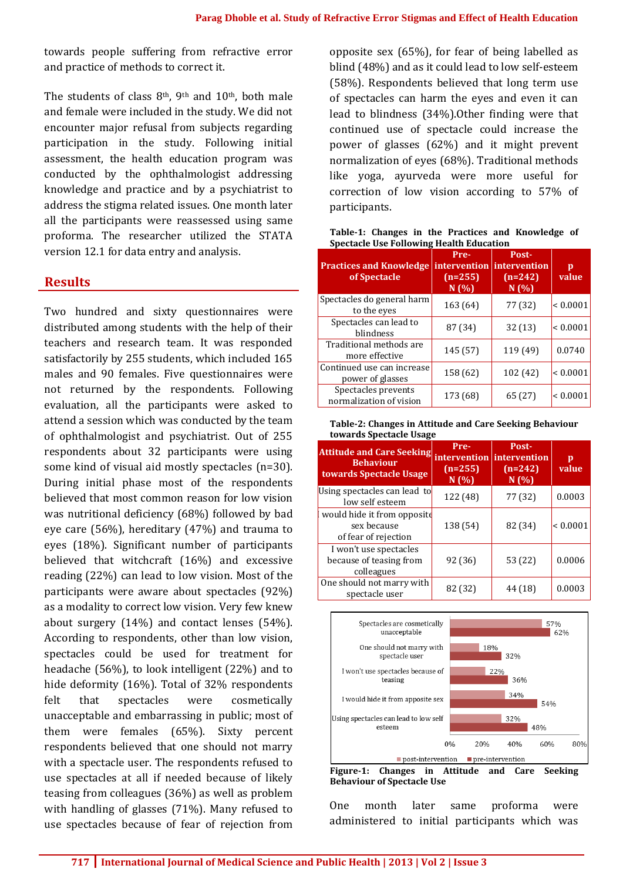towards people suffering from refractive error and practice of methods to correct it.

The students of class 8th, 9th and 10th, both male and female were included in the study. We did not encounter major refusal from subjects regarding participation in the study. Following initial assessment, the health education program was conducted by the ophthalmologist addressing knowledge and practice and by a psychiatrist to address the stigma related issues. One month later all the participants were reassessed using same proforma. The researcher utilized the STATA version 12.1 for data entry and analysis.

## Results

Two hundred and sixty questionnaires were distributed among students with the help of their teachers and research team. It was responded satisfactorily by 255 students, which included 165 males and 90 females. Five questionnaires were not returned by the respondents. Following evaluation, all the participants were asked to attend a session which was conducted by the team of ophthalmologist and psychiatrist. Out of 255 respondents about 32 participants were using some kind of visual aid mostly spectacles (n=30). During initial phase most of the respondents believed that most common reason for low vision was nutritional deficiency (68%) followed by bad eye care (56%), hereditary (47%) and trauma to eyes (18%). Significant number of participants believed that witchcraft (16%) and excessive reading (22%) can lead to low vision. Most of the participants were aware about spectacles (92%) as a modality to correct low vision. Very few knew about surgery (14%) and contact lenses (54%). According to respondents, other than low vision, spectacles could be used for treatment for headache (56%), to look intelligent (22%) and to hide deformity (16%). Total of 32% respondents felt that spectacles were cosmetically unacceptable and embarrassing in public; most of them were females (65%). Sixty percent respondents believed that one should not marry with a spectacle user. The respondents refused to use spectacles at all if needed because of likely teasing from colleagues (36%) as well as problem with handling of glasses (71%). Many refused to use spectacles because of fear of rejection from opposite sex (65%), for fear of being labelled as blind (48%) and as it could lead to low self-esteem (58%). Respondents believed that long term use of spectacles can harm the eyes and even it can lead to blindness (34%).Other finding were that continued use of spectacle could increase the power of glasses (62%) and it might prevent normalization of eyes (68%). Traditional methods like yoga, ayurveda were more useful for correction of low vision according to 57% of participants.

**Table-1: Changes in the Practices and Knowledge of Spectacle Use Following Health Education**

| Practices and Knowledge of Spectacle | Pre-intervention (n=255) N (%) | Post-intervention (n=242) N (%) | p value |
|---|---|---|---|
| Spectacles do general harm to the eyes | 163 (64) | 77 (32) | < 0.0001 |
| Spectacles can lead to blindness | 87 (34) | 32 (13) | < 0.0001 |
| Traditional methods are more effective | 145 (57) | 119 (49) | 0.0740 |
| Continued use can increase power of glasses | 158 (62) | 102 (42) | < 0.0001 |
| Spectacles prevents normalization of vision | 173 (68) | 65 (27) | < 0.0001 |

**Table-2: Changes in Attitude and Care Seeking Behaviour towards Spectacle Usage**

| Attitude and Care Seeking Behaviour towards Spectacle Usage | Pre-intervention (n=255) N (%) | Post-intervention (n=242) N (%) | p value |
|---|---|---|---|
| Using spectacles can lead to low self esteem | 122 (48) | 77 (32) | 0.0003 |
| I would hide it from opposite sex because of fear of rejection | 138 (54) | 82 (34) | < 0.0001 |
| I won't use spectacles because of teasing from colleagues | 92 (36) | 53 (22) | 0.0006 |
| One should not marry with spectacle user | 82 (32) | 44 (18) | 0.0003 |

| | post-intervention | pre-intervention |
|---|---|---|
| Spectacles are cosmetically unacceptable | 57% | 62% |
| One should not marry with spectacle user | 18% | 32% |
| I won't use spectacles because of teasing | 22% | 36% |
| I would hide it from apposite sex | 34% | 54% |
| Using spectacles can lead to low self esteem | 32% | 48% |

**Figure-1: Changes in Attitude and Care Seeking Behaviour of Spectacle Use**

One month later same proforma were administered to initial participants which was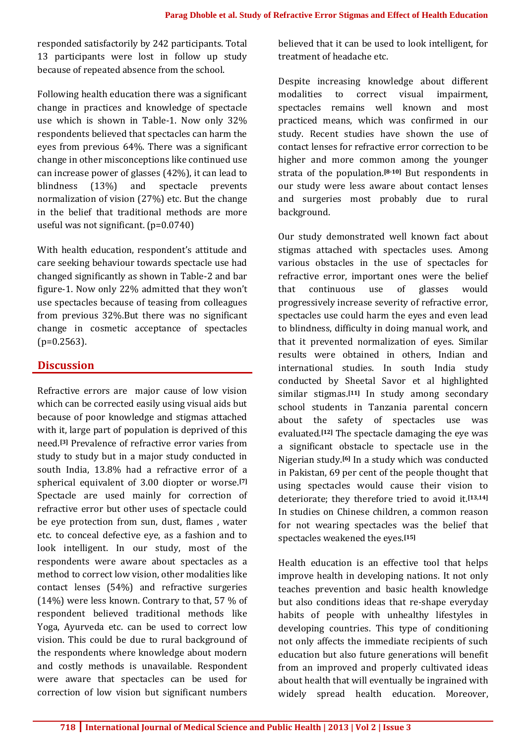responded satisfactorily by 242 participants. Total 13 participants were lost in follow up study because of repeated absence from the school.

Following health education there was a significant change in practices and knowledge of spectacle use which is shown in Table-1. Now only 32% respondents believed that spectacles can harm the eyes from previous 64%. There was a significant change in other misconceptions like continued use can increase power of glasses (42%), it can lead to blindness (13%) and spectacle prevents normalization of vision (27%) etc. But the change in the belief that traditional methods are more useful was not significant. (p=0.0740)

With health education, respondent's attitude and care seeking behaviour towards spectacle use had changed significantly as shown in Table-2 and bar figure-1. Now only 22% admitted that they won't use spectacles because of teasing from colleagues from previous 32%.But there was no significant change in cosmetic acceptance of spectacles (p=0.2563).

## Discussion

Refractive errors are major cause of low vision which can be corrected easily using visual aids but because of poor knowledge and stigmas attached with it, large part of population is deprived of this need.[3] Prevalence of refractive error varies from study to study but in a major study conducted in south India, 13.8% had a refractive error of a spherical equivalent of 3.00 diopter or worse.[7] Spectacle are used mainly for correction of refractive error but other uses of spectacle could be eye protection from sun, dust, flames , water etc. to conceal defective eye, as a fashion and to look intelligent. In our study, most of the respondents were aware about spectacles as a method to correct low vision, other modalities like contact lenses (54%) and refractive surgeries (14%) were less known. Contrary to that, 57 % of respondent believed traditional methods like Yoga, Ayurveda etc. can be used to correct low vision. This could be due to rural background of the respondents where knowledge about modern and costly methods is unavailable. Respondent were aware that spectacles can be used for correction of low vision but significant numbers believed that it can be used to look intelligent, for treatment of headache etc.

Despite increasing knowledge about different modalities to correct visual impairment, spectacles remains well known and most practiced means, which was confirmed in our study. Recent studies have shown the use of contact lenses for refractive error correction to be higher and more common among the younger strata of the population.[8-10] But respondents in our study were less aware about contact lenses and surgeries most probably due to rural background.

Our study demonstrated well known fact about stigmas attached with spectacles uses. Among various obstacles in the use of spectacles for refractive error, important ones were the belief that continuous use of glasses would progressively increase severity of refractive error, spectacles use could harm the eyes and even lead to blindness, difficulty in doing manual work, and that it prevented normalization of eyes. Similar results were obtained in others, Indian and international studies. In south India study conducted by Sheetal Savor et al highlighted similar stigmas.[11] In study among secondary school students in Tanzania parental concern about the safety of spectacles use was evaluated.[12] The spectacle damaging the eye was a significant obstacle to spectacle use in the Nigerian study.[6] In a study which was conducted in Pakistan, 69 per cent of the people thought that using spectacles would cause their vision to deteriorate; they therefore tried to avoid it.[13,14] In studies on Chinese children, a common reason for not wearing spectacles was the belief that spectacles weakened the eyes.[15]

Health education is an effective tool that helps improve health in developing nations. It not only teaches prevention and basic health knowledge but also conditions ideas that re-shape everyday habits of people with unhealthy lifestyles in developing countries. This type of conditioning not only affects the immediate recipients of such education but also future generations will benefit from an improved and properly cultivated ideas about health that will eventually be ingrained with widely spread health education. Moreover,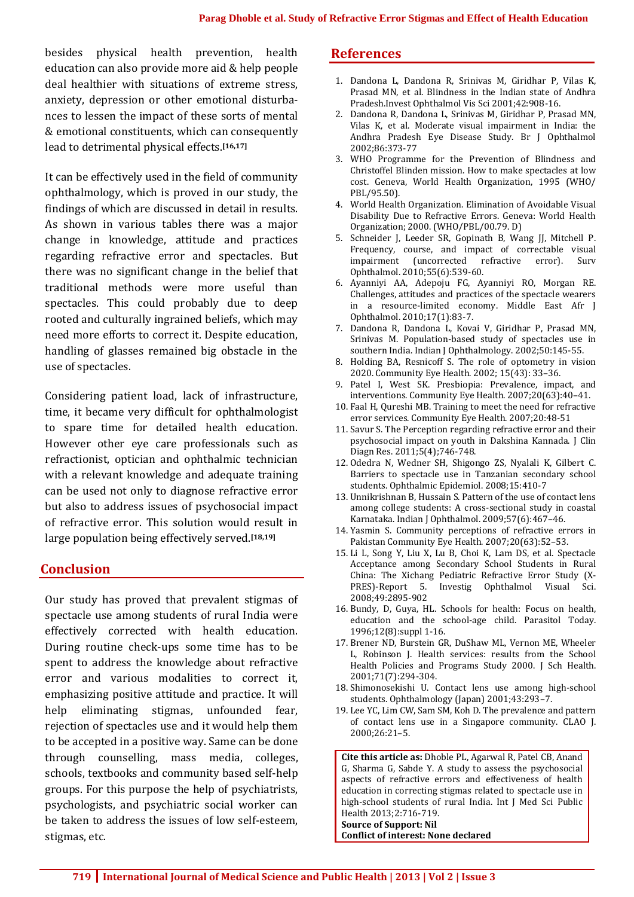besides physical health prevention, health education can also provide more aid & help people deal healthier with situations of extreme stress, anxiety, depression or other emotional disturbances to lessen the impact of these sorts of mental & emotional constituents, which can consequently lead to detrimental physical effects.[16,17]

It can be effectively used in the field of community ophthalmology, which is proved in our study, the findings of which are discussed in detail in results. As shown in various tables there was a major change in knowledge, attitude and practices regarding refractive error and spectacles. But there was no significant change in the belief that traditional methods were more useful than spectacles. This could probably due to deep rooted and culturally ingrained beliefs, which may need more efforts to correct it. Despite education, handling of glasses remained big obstacle in the use of spectacles.

Considering patient load, lack of infrastructure, time, it became very difficult for ophthalmologist to spare time for detailed health education. However other eye care professionals such as refractionist, optician and ophthalmic technician with a relevant knowledge and adequate training can be used not only to diagnose refractive error but also to address issues of psychosocial impact of refractive error. This solution would result in large population being effectively served.[18,19]

## Conclusion

Our study has proved that prevalent stigmas of spectacle use among students of rural India were effectively corrected with health education. During routine check-ups some time has to be spent to address the knowledge about refractive error and various modalities to correct it, emphasizing positive attitude and practice. It will help eliminating stigmas, unfounded fear, rejection of spectacles use and it would help them to be accepted in a positive way. Same can be done through counselling, mass media, colleges, schools, textbooks and community based self-help groups. For this purpose the help of psychiatrists, psychologists, and psychiatric social worker can be taken to address the issues of low self-esteem, stigmas, etc.

## References

1. Dandona L, Dandona R, Srinivas M, Giridhar P, Vilas K, Prasad MN, et al. Blindness in the Indian state of Andhra Pradesh.Invest Ophthalmol Vis Sci 2001;42:908-16.
2. Dandona R, Dandona L, Srinivas M, Giridhar P, Prasad MN, Vilas K, et al. Moderate visual impairment in India: the Andhra Pradesh Eye Disease Study. Br J Ophthalmol 2002;86:373-77
3. WHO Programme for the Prevention of Blindness and Christoffel Blinden mission. How to make spectacles at low cost. Geneva, World Health Organization, 1995 (WHO/ PBL/95.50).
4. World Health Organization. Elimination of Avoidable Visual Disability Due to Refractive Errors. Geneva: World Health Organization; 2000. (WHO/PBL/00.79. D)
5. Schneider J, Leeder SR, Gopinath B, Wang JJ, Mitchell P. Frequency, course, and impact of correctable visual impairment (uncorrected refractive error). Surv Ophthalmol. 2010;55(6):539-60.
6. Ayanniyi AA, Adepoju FG, Ayanniyi RO, Morgan RE. Challenges, attitudes and practices of the spectacle wearers in a resource-limited economy. Middle East Afr J Ophthalmol. 2010;17(1):83-7.
7. Dandona R, Dandona L, Kovai V, Giridhar P, Prasad MN, Srinivas M. Population-based study of spectacles use in southern India. Indian J Ophthalmology. 2002;50:145-55.
8. Holding BA, Resnicoff S. The role of optometry in vision 2020. Community Eye Health. 2002; 15(43): 33–36.
9. Patel I, West SK. Presbiopia: Prevalence, impact, and interventions. Community Eye Health. 2007;20(63):40–41.
10. Faal H, Qureshi MB. Training to meet the need for refractive error services. Community Eye Health. 2007;20:48-51
11. Savur S. The Perception regarding refractive error and their psychosocial impact on youth in Dakshina Kannada. J Clin Diagn Res. 2011;5(4);746-748.
12. Odedra N, Wedner SH, Shigongo ZS, Nyalali K, Gilbert C. Barriers to spectacle use in Tanzanian secondary school students. Ophthalmic Epidemiol. 2008;15:410-7
13. Unnikrishnan B, Hussain S. Pattern of the use of contact lens among college students: A cross-sectional study in coastal Karnataka. Indian J Ophthalmol. 2009;57(6):467–46.
14. Yasmin S. Community perceptions of refractive errors in Pakistan Community Eye Health. 2007;20(63):52–53.
15. Li L, Song Y, Liu X, Lu B, Choi K, Lam DS, et al. Spectacle Acceptance among Secondary School Students in Rural China: The Xichang Pediatric Refractive Error Study (X-PRES)-Report 5. Investig Ophthalmol Visual Sci. 2008;49:2895-902
16. Bundy, D, Guya, HL. Schools for health: Focus on health, education and the school-age child. Parasitol Today. 1996;12(8):suppl 1-16.
17. Brener ND, Burstein GR, DuShaw ML, Vernon ME, Wheeler L, Robinson J. Health services: results from the School Health Policies and Programs Study 2000. J Sch Health. 2001;71(7):294-304.
18. Shimonosekishi U. Contact lens use among high-school students. Ophthalmology (Japan) 2001;43:293–7.
19. Lee YC, Lim CW, Sam SM, Koh D. The prevalence and pattern of contact lens use in a Singapore community. CLAO J. 2000;26:21–5.

**Cite this article as:** Dhoble PL, Agarwal R, Patel CB, Anand G, Sharma G, Sabde Y. A study to assess the psychosocial aspects of refractive errors and effectiveness of health education in correcting stigmas related to spectacle use in high-school students of rural India. Int J Med Sci Public Health 2013;2:716-719.
**Source of Support: Nil**
**Conflict of interest: None declared**